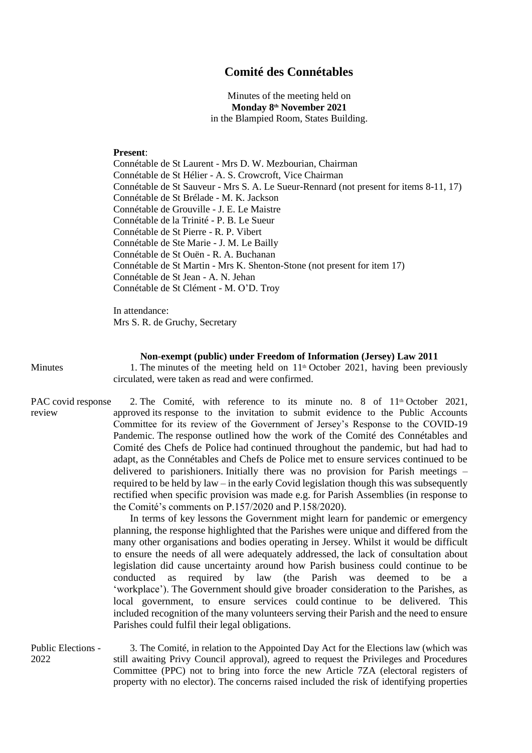# Comité des Connétables

Minutes of the meeting held on
**Monday 8th November 2021**
in the Blampied Room, States Building.

**Present**:
Connétable de St Laurent - Mrs D. W. Mezbourian, Chairman
Connétable de St Hélier - A. S. Crowcroft, Vice Chairman
Connétable de St Sauveur - Mrs S. A. Le Sueur-Rennard (not present for items 8-11, 17)
Connétable de St Brélade - M. K. Jackson
Connétable de Grouville - J. E. Le Maistre
Connétable de la Trinité - P. B. Le Sueur
Connétable de St Pierre - R. P. Vibert
Connétable de Ste Marie - J. M. Le Bailly
Connétable de St Ouën - R. A. Buchanan
Connétable de St Martin - Mrs K. Shenton-Stone (not present for item 17)
Connétable de St Jean - A. N. Jehan
Connétable de St Clément - M. O'D. Troy

In attendance:
Mrs S. R. de Gruchy, Secretary

**Non-exempt (public) under Freedom of Information (Jersey) Law 2011**

Minutes

1. The minutes of the meeting held on 11th October 2021, having been previously circulated, were taken as read and were confirmed.

PAC covid response review

2. The Comité, with reference to its minute no. 8 of 11th October 2021, approved its response to the invitation to submit evidence to the Public Accounts Committee for its review of the Government of Jersey's Response to the COVID-19 Pandemic. The response outlined how the work of the Comité des Connétables and Comité des Chefs de Police had continued throughout the pandemic, but had had to adapt, as the Connétables and Chefs de Police met to ensure services continued to be delivered to parishioners. Initially there was no provision for Parish meetings – required to be held by law – in the early Covid legislation though this was subsequently rectified when specific provision was made e.g. for Parish Assemblies (in response to the Comité's comments on P.157/2020 and P.158/2020).

In terms of key lessons the Government might learn for pandemic or emergency planning, the response highlighted that the Parishes were unique and differed from the many other organisations and bodies operating in Jersey. Whilst it would be difficult to ensure the needs of all were adequately addressed, the lack of consultation about legislation did cause uncertainty around how Parish business could continue to be conducted as required by law (the Parish was deemed to be a 'workplace'). The Government should give broader consideration to the Parishes, as local government, to ensure services could continue to be delivered. This included recognition of the many volunteers serving their Parish and the need to ensure Parishes could fulfil their legal obligations.

Public Elections - 2022

3. The Comité, in relation to the Appointed Day Act for the Elections law (which was still awaiting Privy Council approval), agreed to request the Privileges and Procedures Committee (PPC) not to bring into force the new Article 7ZA (electoral registers of property with no elector). The concerns raised included the risk of identifying properties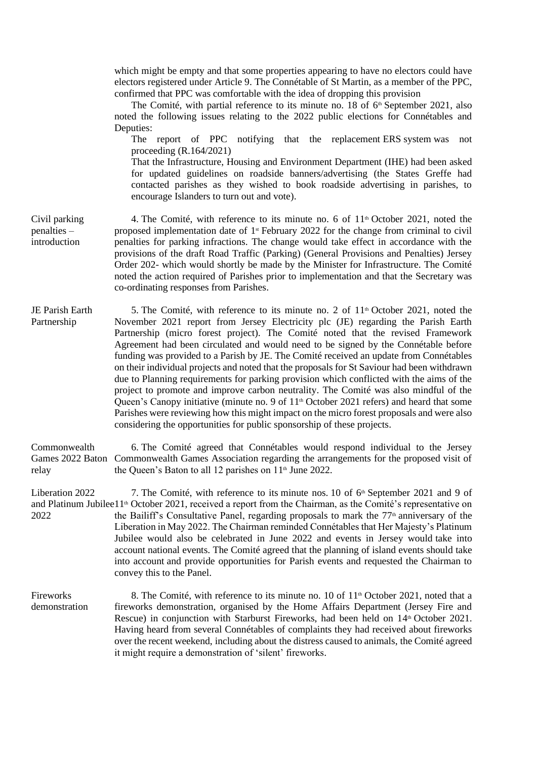which might be empty and that some properties appearing to have no electors could have electors registered under Article 9. The Connétable of St Martin, as a member of the PPC, confirmed that PPC was comfortable with the idea of dropping this provision

The Comité, with partial reference to its minute no. 18 of 6th September 2021, also noted the following issues relating to the 2022 public elections for Connétables and Deputies:

The report of PPC notifying that the replacement ERS system was not proceeding (R.164/2021)

That the Infrastructure, Housing and Environment Department (IHE) had been asked for updated guidelines on roadside banners/advertising (the States Greffe had contacted parishes as they wished to book roadside advertising in parishes, to encourage Islanders to turn out and vote).

**Civil parking penalties – introduction**

4. The Comité, with reference to its minute no. 6 of 11th October 2021, noted the proposed implementation date of 1st February 2022 for the change from criminal to civil penalties for parking infractions. The change would take effect in accordance with the provisions of the draft Road Traffic (Parking) (General Provisions and Penalties) Jersey Order 202- which would shortly be made by the Minister for Infrastructure. The Comité noted the action required of Parishes prior to implementation and that the Secretary was co-ordinating responses from Parishes.

**JE Parish Earth Partnership**

5. The Comité, with reference to its minute no. 2 of 11th October 2021, noted the November 2021 report from Jersey Electricity plc (JE) regarding the Parish Earth Partnership (micro forest project). The Comité noted that the revised Framework Agreement had been circulated and would need to be signed by the Connétable before funding was provided to a Parish by JE. The Comité received an update from Connétables on their individual projects and noted that the proposals for St Saviour had been withdrawn due to Planning requirements for parking provision which conflicted with the aims of the project to promote and improve carbon neutrality. The Comité was also mindful of the Queen's Canopy initiative (minute no. 9 of 11th October 2021 refers) and heard that some Parishes were reviewing how this might impact on the micro forest proposals and were also considering the opportunities for public sponsorship of these projects.

**Commonwealth Games 2022 Baton relay**

6. The Comité agreed that Connétables would respond individual to the Jersey Commonwealth Games Association regarding the arrangements for the proposed visit of the Queen's Baton to all 12 parishes on 11th June 2022.

**Liberation 2022 and Platinum Jubilee 2022**

7. The Comité, with reference to its minute nos. 10 of 6th September 2021 and 9 of 11th October 2021, received a report from the Chairman, as the Comité's representative on the Bailiff's Consultative Panel, regarding proposals to mark the 77th anniversary of the Liberation in May 2022. The Chairman reminded Connétables that Her Majesty's Platinum Jubilee would also be celebrated in June 2022 and events in Jersey would take into account national events. The Comité agreed that the planning of island events should take into account and provide opportunities for Parish events and requested the Chairman to convey this to the Panel.

**Fireworks demonstration**

8. The Comité, with reference to its minute no. 10 of 11th October 2021, noted that a fireworks demonstration, organised by the Home Affairs Department (Jersey Fire and Rescue) in conjunction with Starburst Fireworks, had been held on 14th October 2021. Having heard from several Connétables of complaints they had received about fireworks over the recent weekend, including about the distress caused to animals, the Comité agreed it might require a demonstration of 'silent' fireworks.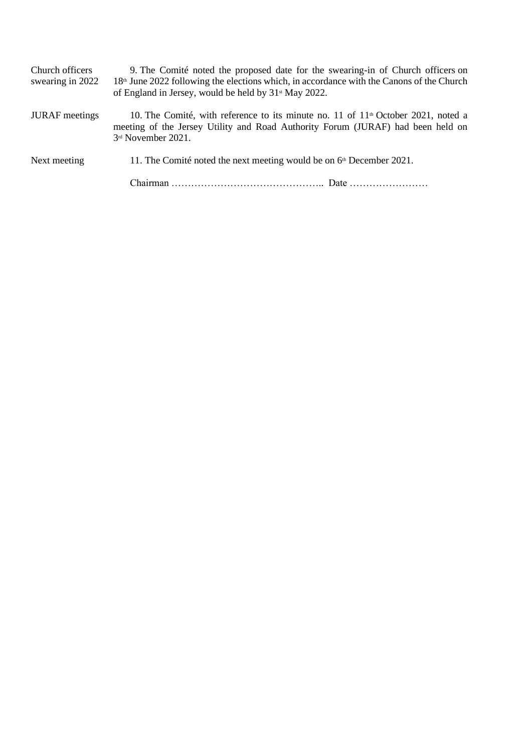| | |
|---|---|
| Church officers swearing in 2022 | 9. The Comité noted the proposed date for the swearing-in of Church officers on 18th June 2022 following the elections which, in accordance with the Canons of the Church of England in Jersey, would be held by 31st May 2022. |
| JURAF meetings | 10. The Comité, with reference to its minute no. 11 of 11th October 2021, noted a meeting of the Jersey Utility and Road Authority Forum (JURAF) had been held on 3rd November 2021. |
| Next meeting | 11. The Comité noted the next meeting would be on 6th December 2021. |

Chairman ……………………………………….. Date ……………………